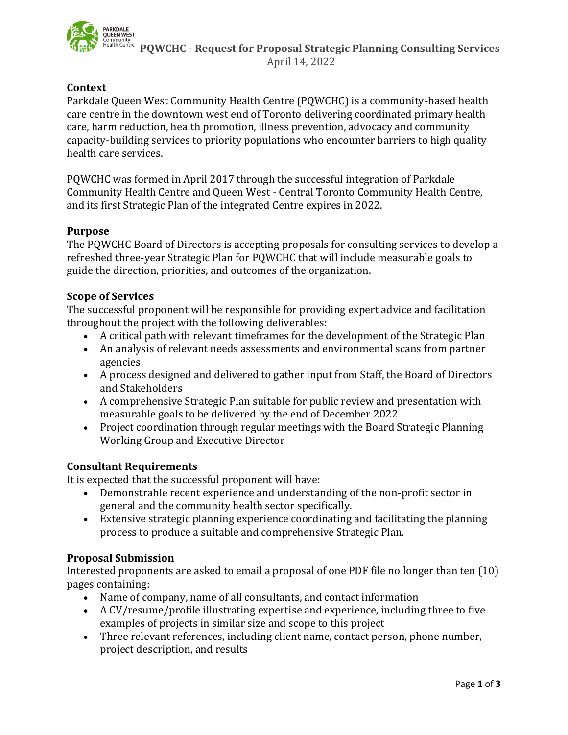# PQWCHC - Request for Proposal Strategic Planning Consulting Services

April 14, 2022

## Context

Parkdale Queen West Community Health Centre (PQWCHC) is a community-based health care centre in the downtown west end of Toronto delivering coordinated primary health care, harm reduction, health promotion, illness prevention, advocacy and community capacity-building services to priority populations who encounter barriers to high quality health care services.

PQWCHC was formed in April 2017 through the successful integration of Parkdale Community Health Centre and Queen West - Central Toronto Community Health Centre, and its first Strategic Plan of the integrated Centre expires in 2022.

## Purpose

The PQWCHC Board of Directors is accepting proposals for consulting services to develop a refreshed three-year Strategic Plan for PQWCHC that will include measurable goals to guide the direction, priorities, and outcomes of the organization.

## Scope of Services

The successful proponent will be responsible for providing expert advice and facilitation throughout the project with the following deliverables:

- A critical path with relevant timeframes for the development of the Strategic Plan
- An analysis of relevant needs assessments and environmental scans from partner agencies
- A process designed and delivered to gather input from Staff, the Board of Directors and Stakeholders
- A comprehensive Strategic Plan suitable for public review and presentation with measurable goals to be delivered by the end of December 2022
- Project coordination through regular meetings with the Board Strategic Planning Working Group and Executive Director

## Consultant Requirements

It is expected that the successful proponent will have:

- Demonstrable recent experience and understanding of the non-profit sector in general and the community health sector specifically.
- Extensive strategic planning experience coordinating and facilitating the planning process to produce a suitable and comprehensive Strategic Plan.

## Proposal Submission

Interested proponents are asked to email a proposal of one PDF file no longer than ten (10) pages containing:

- Name of company, name of all consultants, and contact information
- A CV/resume/profile illustrating expertise and experience, including three to five examples of projects in similar size and scope to this project
- Three relevant references, including client name, contact person, phone number, project description, and results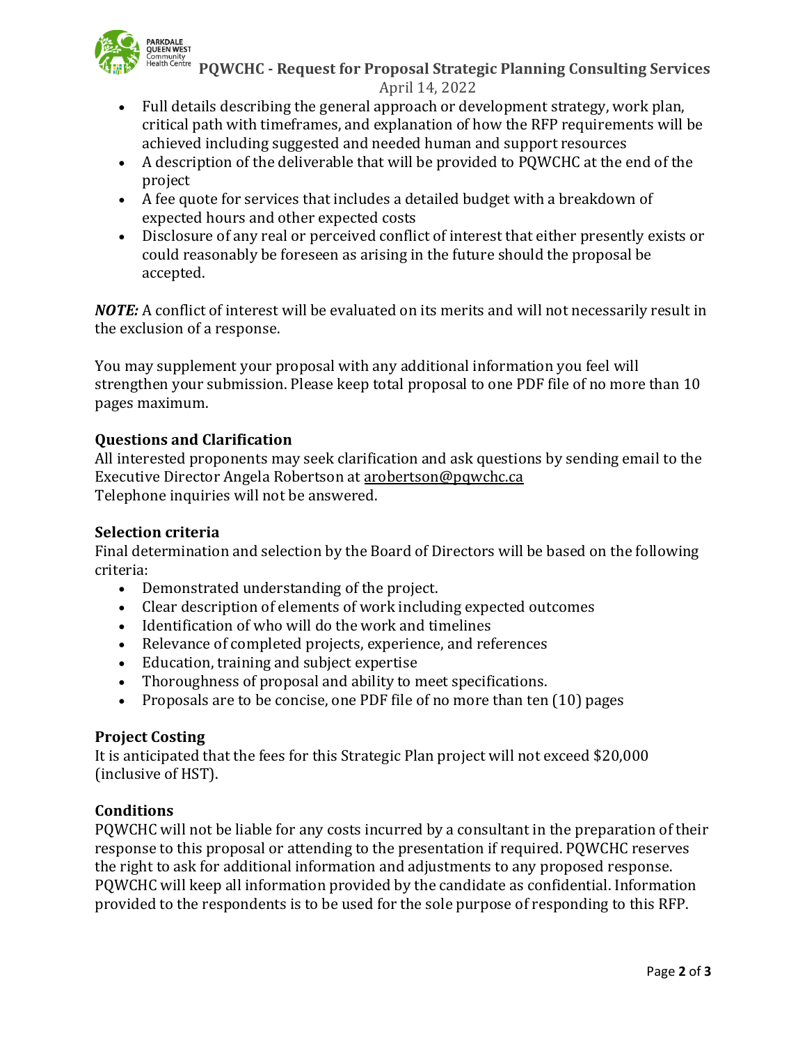- Full details describing the general approach or development strategy, work plan, critical path with timeframes, and explanation of how the RFP requirements will be achieved including suggested and needed human and support resources
- A description of the deliverable that will be provided to PQWCHC at the end of the project
- A fee quote for services that includes a detailed budget with a breakdown of expected hours and other expected costs
- Disclosure of any real or perceived conflict of interest that either presently exists or could reasonably be foreseen as arising in the future should the proposal be accepted.

***NOTE:*** A conflict of interest will be evaluated on its merits and will not necessarily result in the exclusion of a response.

You may supplement your proposal with any additional information you feel will strengthen your submission. Please keep total proposal to one PDF file of no more than 10 pages maximum.

### Questions and Clarification

All interested proponents may seek clarification and ask questions by sending email to the Executive Director Angela Robertson at arobertson@pqwchc.ca
Telephone inquiries will not be answered.

### Selection criteria

Final determination and selection by the Board of Directors will be based on the following criteria:

- Demonstrated understanding of the project.
- Clear description of elements of work including expected outcomes
- Identification of who will do the work and timelines
- Relevance of completed projects, experience, and references
- Education, training and subject expertise
- Thoroughness of proposal and ability to meet specifications.
- Proposals are to be concise, one PDF file of no more than ten (10) pages

### Project Costing

It is anticipated that the fees for this Strategic Plan project will not exceed $20,000 (inclusive of HST).

### Conditions

PQWCHC will not be liable for any costs incurred by a consultant in the preparation of their response to this proposal or attending to the presentation if required. PQWCHC reserves the right to ask for additional information and adjustments to any proposed response. PQWCHC will keep all information provided by the candidate as confidential. Information provided to the respondents is to be used for the sole purpose of responding to this RFP.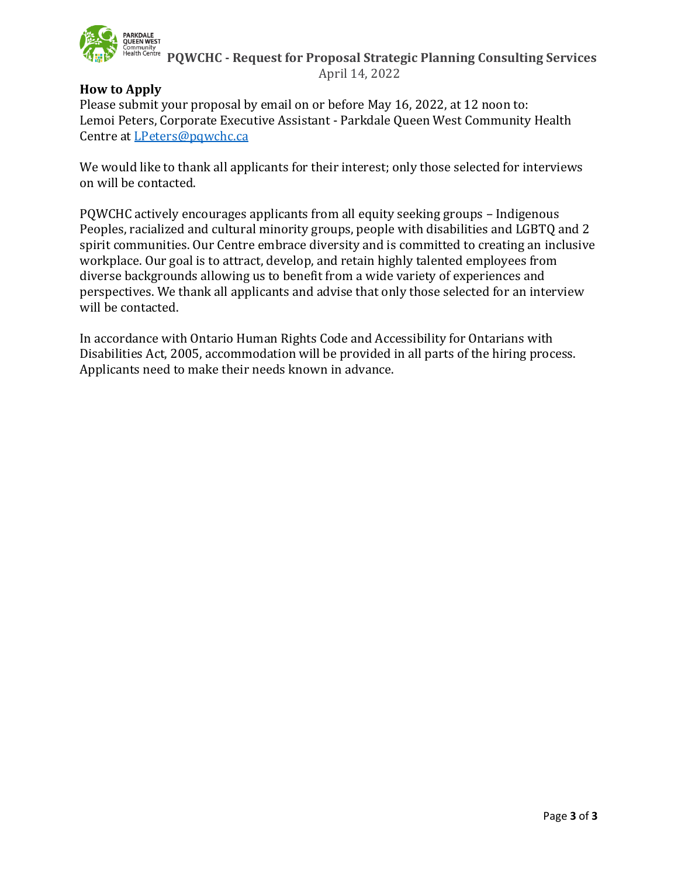## How to Apply

Please submit your proposal by email on or before May 16, 2022, at 12 noon to:
Lemoi Peters, Corporate Executive Assistant - Parkdale Queen West Community Health Centre at LPeters@pqwchc.ca

We would like to thank all applicants for their interest; only those selected for interviews on will be contacted.

PQWCHC actively encourages applicants from all equity seeking groups – Indigenous Peoples, racialized and cultural minority groups, people with disabilities and LGBTQ and 2 spirit communities. Our Centre embrace diversity and is committed to creating an inclusive workplace. Our goal is to attract, develop, and retain highly talented employees from diverse backgrounds allowing us to benefit from a wide variety of experiences and perspectives. We thank all applicants and advise that only those selected for an interview will be contacted.

In accordance with Ontario Human Rights Code and Accessibility for Ontarians with Disabilities Act, 2005, accommodation will be provided in all parts of the hiring process. Applicants need to make their needs known in advance.